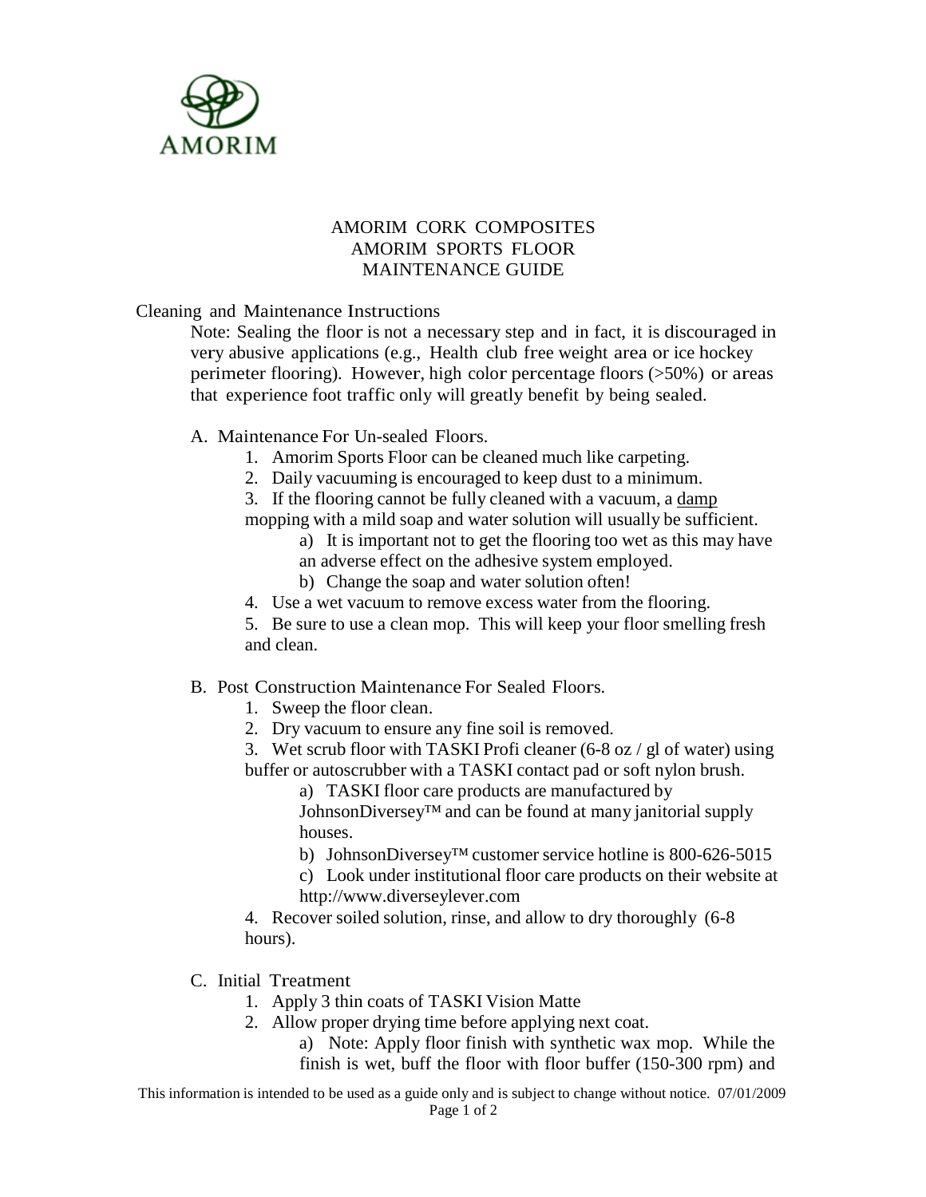AMORIM

# AMORIM CORK COMPOSITES
# AMORIM SPORTS FLOOR
# MAINTENANCE GUIDE

## Cleaning and Maintenance Instructions

Note: Sealing the floor is not a necessary step and in fact, it is discouraged in very abusive applications (e.g., Health club free weight area or ice hockey perimeter flooring). However, high color percentage floors (>50%) or areas that experience foot traffic only will greatly benefit by being sealed.

### A. Maintenance For Un-sealed Floors.

1. Amorim Sports Floor can be cleaned much like carpeting.
2. Daily vacuuming is encouraged to keep dust to a minimum.
3. If the flooring cannot be fully cleaned with a vacuum, a <u>damp</u> mopping with a mild soap and water solution will usually be sufficient.
   - a) It is important not to get the flooring too wet as this may have an adverse effect on the adhesive system employed.
   - b) Change the soap and water solution often!
4. Use a wet vacuum to remove excess water from the flooring.
5. Be sure to use a clean mop. This will keep your floor smelling fresh and clean.

### B. Post Construction Maintenance For Sealed Floors.

1. Sweep the floor clean.
2. Dry vacuum to ensure any fine soil is removed.
3. Wet scrub floor with TASKI Profi cleaner (6-8 oz / gl of water) using buffer or autoscrubber with a TASKI contact pad or soft nylon brush.
   - a) TASKI floor care products are manufactured by JohnsonDiversey™ and can be found at many janitorial supply houses.
   - b) JohnsonDiversey™ customer service hotline is 800-626-5015
   - c) Look under institutional floor care products on their website at http://www.diverseylever.com
4. Recover soiled solution, rinse, and allow to dry thoroughly (6-8 hours).

### C. Initial Treatment

1. Apply 3 thin coats of TASKI Vision Matte
2. Allow proper drying time before applying next coat.
   - a) Note: Apply floor finish with synthetic wax mop. While the finish is wet, buff the floor with floor buffer (150-300 rpm) and

This information is intended to be used as a guide only and is subject to change without notice. 07/01/2009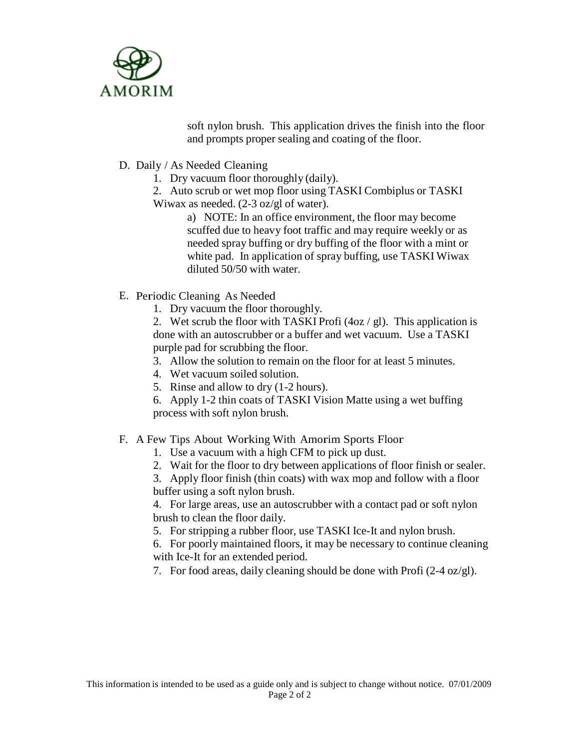soft nylon brush. This application drives the finish into the floor and prompts proper sealing and coating of the floor.

D. Daily / As Needed Cleaning

1. Dry vacuum floor thoroughly (daily).
2. Auto scrub or wet mop floor using TASKI Combiplus or TASKI Wiwax as needed. (2-3 oz/gl of water).
   a) NOTE: In an office environment, the floor may become scuffed due to heavy foot traffic and may require weekly or as needed spray buffing or dry buffing of the floor with a mint or white pad. In application of spray buffing, use TASKI Wiwax diluted 50/50 with water.

E. Periodic Cleaning As Needed

1. Dry vacuum the floor thoroughly.
2. Wet scrub the floor with TASKI Profi (4oz / gl). This application is done with an autoscrubber or a buffer and wet vacuum. Use a TASKI purple pad for scrubbing the floor.
3. Allow the solution to remain on the floor for at least 5 minutes.
4. Wet vacuum soiled solution.
5. Rinse and allow to dry (1-2 hours).
6. Apply 1-2 thin coats of TASKI Vision Matte using a wet buffing process with soft nylon brush.

F. A Few Tips About Working With Amorim Sports Floor

1. Use a vacuum with a high CFM to pick up dust.
2. Wait for the floor to dry between applications of floor finish or sealer.
3. Apply floor finish (thin coats) with wax mop and follow with a floor buffer using a soft nylon brush.
4. For large areas, use an autoscrubber with a contact pad or soft nylon brush to clean the floor daily.
5. For stripping a rubber floor, use TASKI Ice-It and nylon brush.
6. For poorly maintained floors, it may be necessary to continue cleaning with Ice-It for an extended period.
7. For food areas, daily cleaning should be done with Profi (2-4 oz/gl).

This information is intended to be used as a guide only and is subject to change without notice. 07/01/2009